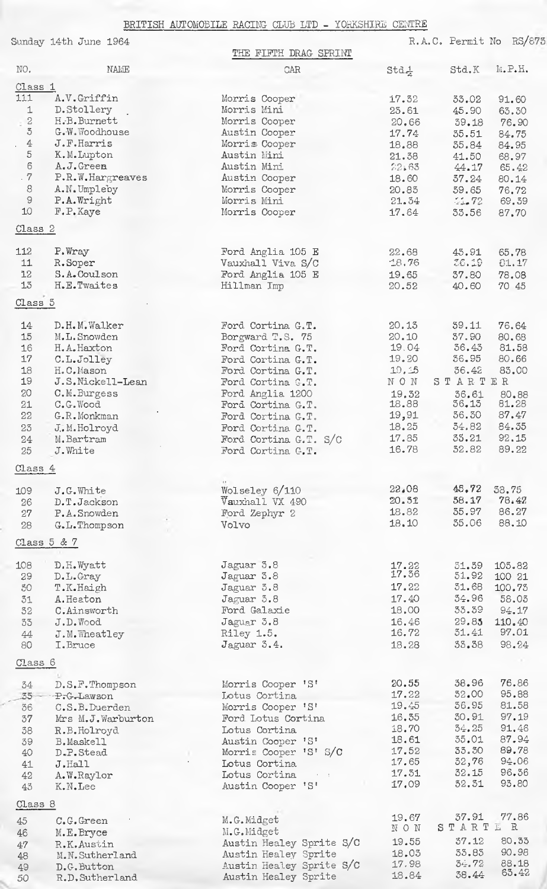BRITISH AUTOMOBILE RACING CLUB LTD - YORKSHIRE CENTRE

Sunday 14th June 1964 R.A.C. Permit No RS/873

THE FIFTH DRAG SPRINT

| NO. | NAME | CAR | Std¼ | Std.K | M.P.H. |
|---|---|---|---|---|---|
| **Class 1** | | | | | |
| 111 | A.V.Griffin | Morris Cooper | 17.32 | 33.02 | 91.60 |
| 1 | D.Stollery | Morris Mini | 23.61 | 45.90 | 63.30 |
| 2 | H.B.Burnett | Morris Cooper | 20.66 | 39.18 | 76.90 |
| 3 | G.W.Woodhouse | Austin Cooper | 17.74 | 35.51 | 84.75 |
| 4 | J.F.Harris | Morris Cooper | 18.88 | 35.84 | 84.95 |
| 5 | K.M.Lupton | Austin Mini | 21.38 | 41.50 | 68.97 |
| 6 | A.J.Green | Austin Mini | 22.63 | 44.17 | 65.42 |
| 7 | P.R.W.Hargreaves | Austin Cooper | 18.60 | 37.24 | 80.14 |
| 8 | A.N.Umpleby | Morris Cooper | 20.85 | 39.65 | 76.72 |
| 9 | P.A.Wright | Morris Mini | 21.34 | 41.72 | 69.39 |
| 10 | F.P.Kaye | Morris Cooper | 17.64 | 33.56 | 87.70 |
| **Class 2** | | | | | |
| 112 | P.Wray | Ford Anglia 105 E | 22.68 | 43.91 | 65.78 |
| 11 | R.Soper | Vauxhall Viva S/C | 18.76 | 36.19 | 81.17 |
| 12 | S.A.Coulson | Ford Anglia 105 E | 19.65 | 37.80 | 78.08 |
| 13 | H.E.Twaites | Hillman Imp | 20.52 | 40.60 | 70 45 |
| **Class 3** | | | | | |
| 14 | D.H.M.Walker | Ford Cortina G.T. | 20.13 | 39.11 | 76.64 |
| 15 | M.L.Snowden | Borgward T.S. 75 | 20.10 | 37.90 | 80.68 |
| 16 | H.A.Haxton | Ford Cortina G.T. | 19.04 | 36.43 | 81.58 |
| 17 | C.L.Jolley | Ford Cortina G.T. | 19.20 | 36.95 | 80.66 |
| 18 | H.C.Mason | Ford Cortina G.T. | 19.15 | 36.42 | 83.00 |
| 19 | J.S.Nickell-Lean | Ford Cortina G.T. | NON STARTER | | |
| 20 | C.M.Burgess | Ford Anglia 1200 | 19.32 | 36.61 | 80.88 |
| 21 | C.G.Wood | Ford Cortina G.T. | 18.88 | 36.13 | 81.28 |
| 22 | G.R.Monkman | Ford Cortina G.T. | 19.91 | 36.30 | 87.47 |
| 23 | J.M.Holroyd | Ford Cortina G.T. | 18.25 | 34.82 | 84.35 |
| 24 | M.Bartram | Ford Cortina G.T. S/C | 17.85 | 33.21 | 92.15 |
| 25 | J.White | Ford Cortina G.T. | 16.78 | 32.82 | 89.22 |
| **Class 4** | | | | | |
| 109 | J.G.White | Wolseley 6/110 | 22.08 | 43.72 | 58.75 |
| 26 | D.T.Jackson | Vauxhall VX 490 | 20.32 | 38.17 | 78.42 |
| 27 | P.A.Snowden | Ford Zephyr 2 | 18.82 | 35.97 | 86.27 |
| 28 | G.L.Thompson | Volvo | 18.10 | 35.06 | 88.10 |
| **Class 5 & 7** | | | | | |
| 108 | D.H.Wyatt | Jaguar 3.8 | 17.22 | 31.39 | 105.82 |
| 29 | D.L.Gray | Jaguar 3.8 | 17.36 | 31.92 | 100 21 |
| 30 | T.K.Haigh | Jaguar 3.8 | 17.22 | 31.68 | 100.73 |
| 31 | A.Heaton | Jaguar 3.8 | 17.40 | 34.96 | 58.03 |
| 32 | C.Ainsworth | Ford Galaxie | 18.00 | 33.39 | 94.17 |
| 33 | J.D.Wood | Jaguar 3.8 | 16.46 | 29.83 | 110.40 |
| 44 | J.M.Wheatley | Riley 1.5. | 16.72 | 31.41 | 97.01 |
| 80 | I.Bruce | Jaguar 3.4. | 18.28 | 33.38 | 98.24 |
| **Class 6** | | | | | |
| 34 | D.S.F.Thompson | Morris Cooper 'S' | 20.55 | 38.96 | 76.86 |
| ~~35~~ | ~~P.G.Lawson~~ | Lotus Cortina | 17.22 | 32.00 | 95.88 |
| 36 | C.S.B.Duerden | Morris Cooper 'S' | 19.45 | 36.95 | 81.58 |
| 37 | Mrs M.J.Warburton | Ford Lotus Cortina | 16.35 | 30.91 | 97.19 |
| 38 | R.B.Holroyd | Lotus Cortina | 18.70 | 34.25 | 91.46 |
| 39 | B.Maskell | Austin Cooper 'S' | 18.61 | 35.01 | 87.94 |
| 40 | D.P.Stead | Morris Cooper 'S' S/C | 17.52 | 33.30 | 89.78 |
| 41 | J.Hall | Lotus Cortina | 17.65 | 32,76 | 94.06 |
| 42 | A.W.Raylor | Lotus Cortina | 17.31 | 32.15 | 96.36 |
| 43 | K.N.Lee | Austin Cooper 'S' | 17.09 | 32.31 | 93.80 |
| **Class 8** | | | | | |
| 45 | C.G.Green | M.G.Midget | 19.67 | 37.91 | 77.86 |
| 46 | M.E.Bryce | M.G.Midget | NON STARTER | | |
| 47 | R.K.Austin | Austin Healey Sprite S/C | 19.55 | 37.12 | 80.33 |
| 48 | M.N.Sutherland | Austin Healey Sprite | 18.03 | 33.83 | 90.98 |
| 49 | D.G.Button | Austin Healey Sprite S/C | 17.98 | 34.72 | 88.18 |
| 50 | R.D.Sutherland | Austin Healey Sprite | 18.84 | 38.44 | 63.42 |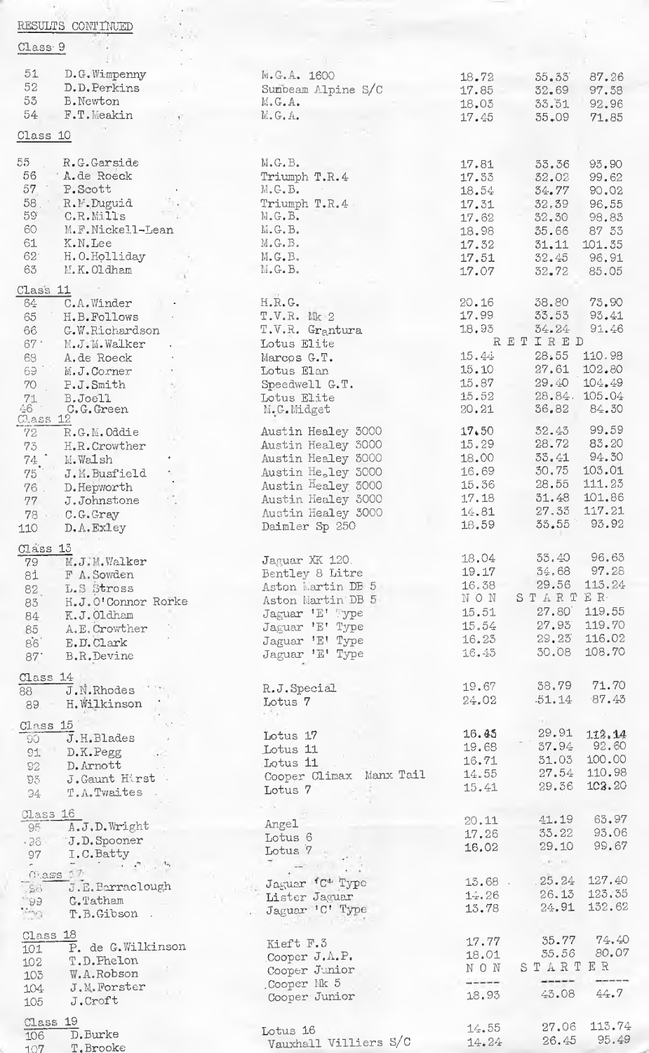RESULTS CONTINUED

Class 9

| | | | | | |
|---|---|---|---|---|---|
| 51 | D.G.Wimpenny | M.G.A. 1600 | 18.72 | 35.33 | 87.26 |
| 52 | D.D.Perkins | Sunbeam Alpine S/C | 17.85 | 32.69 | 97.38 |
| 53 | B.Newton | M.G.A. | 18.03 | 33.51 | 92.96 |
| 54 | F.T.Meakin | M.G.A. | 17.45 | 35.09 | 71.85 |

Class 10

| | | | | | |
|---|---|---|---|---|---|
| 55 | R.G.Garside | M.G.B. | 17.81 | 33.36 | 93.90 |
| 56 | A.de Roeck | Triumph T.R.4 | 17.53 | 32.02 | 99.62 |
| 57 | P.Scott | M.G.B. | 18.54 | 34.77 | 90.02 |
| 58 | R.M.Duguid | Triumph T.R.4 | 17.31 | 32.39 | 96.55 |
| 59 | C.R.Mills | M.G.B. | 17.62 | 32.30 | 98.83 |
| 60 | M.F.Nickell-Lean | M.G.B. | 18.98 | 35.66 | 87 33 |
| 61 | K.N.Lee | M.G.B. | 17.32 | 31.11 | 101.35 |
| 62 | H.O.Holliday | M.G.B. | 17.51 | 32.45 | 96.91 |
| 63 | M.K.Oldham | M.G.B. | 17.07 | 32.72 | 85.05 |

Class 11

| | | | | | |
|---|---|---|---|---|---|
| 64 | C.A.Winder | H.R.G. | 20.16 | 38.80 | 75.90 |
| 65 | H.B.Follows | T.V.R. Mk 2 | 17.99 | 33.53 | 93.41 |
| 66 | G.W.Richardson | T.V.R. Grantura | 18.93 | 34.24 | 91.46 |
| 67 | M.J.M.Walker | Lotus Elite | RETIRED | | |
| 68 | A.de Roeck | Marcos G.T. | 15.44 | 28.55 | 110.98 |
| 69 | M.J.Corner | Lotus Elan | 15.10 | 27.61 | 102.80 |
| 70 | P.J.Smith | Speedwell G.T. | 15.87 | 29.40 | 104.49 |
| 71 | B.Joell | Lotus Elite | 15.52 | 28.84 | 105.04 |
| 46 | C.G.Green | M.G.Midget | 20.21 | 36.82 | 84.30 |

Class 12

| | | | | | |
|---|---|---|---|---|---|
| 72 | R.G.M.Oddie | Austin Healey 3000 | 17.50 | 32.43 | 99.59 |
| 73 | H.R.Crowther | Austin Healey 3000 | 15.29 | 28.72 | 83.20 |
| 74 | M.Walsh | Austin Healey 3000 | 18.00 | 33.41 | 94.30 |
| 75 | J.M.Busfield | Austin Healey 3000 | 16.69 | 30.75 | 103.01 |
| 76 | D.Hepworth | Austin Healey 3000 | 15.36 | 28.55 | 111.23 |
| 77 | J.Johnstone | Austin Healey 3000 | 17.18 | 31.48 | 101.86 |
| 78 | C.G.Gray | Austin Healey 3000 | 14.81 | 27.33 | 117.21 |
| 110 | D.A.Exley | Daimler Sp 250 | 18.59 | 33.55 | 93.92 |

Class 13

| | | | | | |
|---|---|---|---|---|---|
| 79 | M.J.M.Walker | Jaguar XK 120 | 18.04 | 33.40 | 96.63 |
| 81 | F A.Sowden | Bentley 8 Litre | 19.17 | 34.68 | 97.28 |
| 82 | L.S Stross | Aston Martin DB 5 | 16.38 | 29.56 | 113.24 |
| 83 | H.J.O'Connor Rorke | Aston Martin DB 5 | NON STARTER | | |
| 84 | K.J.Oldham | Jaguar 'E' Type | 15.51 | 27.80 | 119.55 |
| 85 | A.E.Crowther | Jaguar 'E' Type | 15.54 | 27.93 | 119.70 |
| 86 | E.D.Clark | Jaguar 'E' Type | 16.23 | 29.23 | 116.02 |
| 87 | B.R.Devine | Jaguar 'E' Type | 16.45 | 30.08 | 108.70 |

Class 14

| | | | | | |
|---|---|---|---|---|---|
| 88 | J.N.Rhodes | R.J.Special | 19.67 | 38.79 | 71.70 |
| 89 | H.Wilkinson | Lotus 7 | 24.02 | 51.14 | 87.43 |

Class 15

| | | | | | |
|---|---|---|---|---|---|
| 90 | J.H.Blades | Lotus 17 | 16.45 | 29.91 | 112.14 |
| 91 | D.K.Pegg | Lotus 11 | 19.68 | 37.94 | 92.60 |
| 92 | D.Arnott | Lotus 11 | 16.71 | 31.03 | 100.00 |
| 93 | J.Gaunt Hirst | Cooper Climax Manx Tail | 14.55 | 27.54 | 110.98 |
| 94 | T.A.Twaites | Lotus 7 | 15.41 | 29.36 | 103.20 |

Class 16

| | | | | | |
|---|---|---|---|---|---|
| 95 | A.J.D.Wright | Angel | 20.11 | 41.19 | 63.97 |
| 96 | J.D.Spooner | Lotus 6 | 17.26 | 33.22 | 93.06 |
| 97 | I.C.Batty | Lotus 7 | 16.02 | 29.10 | 99.67 |

Class 17

| | | | | | |
|---|---|---|---|---|---|
| 98 | J.E.Barraclough | Jaguar 'C' Type | 13.68 | 25.24 | 127.40 |
| 99 | G.Tatham | Lister Jaguar | 14.26 | 26.13 | 123.35 |
| 100 | T.B.Gibson | Jaguar 'C' Type | 13.78 | 24.91 | 132.62 |

Class 18

| | | | | | |
|---|---|---|---|---|---|
| 101 | P. de G.Wilkinson | Kieft F.3 | 17.77 | 35.77 | 74.40 |
| 102 | T.D.Phelon | Cooper J.A.P. | 18.01 | 35.56 | 80.07 |
| 103 | W.A.Robson | Cooper Junior | NON STARTER | | |
| 104 | J.M.Forster | Cooper Mk 5 | ----- | ----- | ----- |
| 105 | J.Croft | Cooper Junior | 18.93 | 43.08 | 44.7 |

Class 19

| | | | | | |
|---|---|---|---|---|---|
| 106 | D.Burke | Lotus 16 | 14.55 | 27.06 | 113.74 |
| 107 | T.Brooke | Vauxhall Villiers S/C | 14.24 | 26.45 | 95.49 |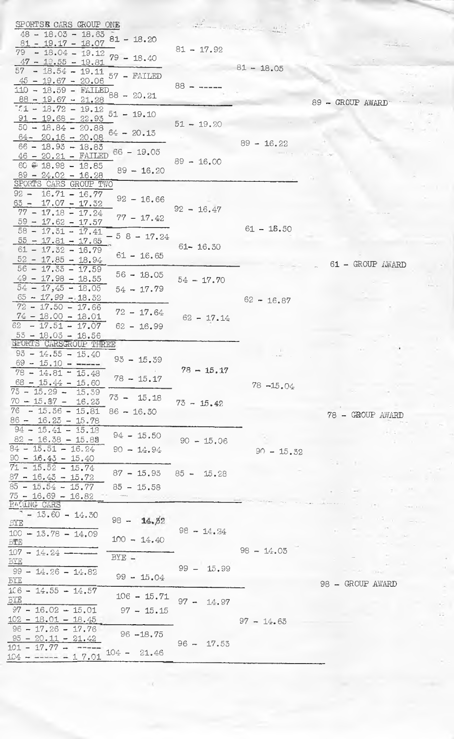## SPORTSR CARS GROUP ONE

| Heats | Round 2 | Round 3 | Round 4 | Award |
|---|---|---|---|---|
| 48 - 18.03 - 18.63 | 81 - 18.20 | | | |
| 81 - 19.17 - 18.07 | | | | |
| 79 - 18.04 - 19.12 | 79 - 18.40 | 81 - 17.92 | | |
| 47 - 19.55 - 19.81 | | | | |
| 57 - 18.54 - 19.11 | 57 - FAILED | | 81 - 18.05 | |
| 45 - 19.67 - 20.06 | | | | |
| 110 - 18.59 - FAILED | 88 - 20.21 | 88 - ----- | | |
| 88 - 19.67 - 21.28 | | | | 89 - GROUP AWARD |
| 51 - 18.72 - 19.12 | 51 - 19.10 | | | |
| 91 - 19.68 - 22.95 | | | | |
| 50 - 18.84 - 20.88 | 64 - 20.15 | 51 - 19.20 | | |
| 64- 20.16 - 20.08 | | | | |
| 66 - 18.93 - 18.83 | 66 - 19.05 | | 89 - 16.22 | |
| 46 - 20.21 - FAILED | | 89 - 16.00 | | |
| 60 @ 18.98 - 18.85 | 89 - 16.20 | | | |
| 89 - 24.02 - 16.28 | | | | |

## SPORTS CARS GROUP TWO

| Heats | Round 2 | Round 3 | Round 4 | Award |
|---|---|---|---|---|
| 92 - 16.71 - 16.77 | 92 - 16.66 | | | |
| 63 - 17.07 - 17.32 | | | | |
| 77 - 17.18 - 17.24 | 77 - 17.42 | 92 - 16.47 | | |
| 59 - 17.62 - 17.57 | | | | |
| 58 - 17.31 - 17.41 | 5 8 - 17.24 | | 61 - 16.50 | |
| 55 - 17.81 - 17.65 | | | | |
| 61 - 17.32 - 16.79 | 61 - 16.65 | 61- 16.30 | | |
| 52 - 17.85 - 18.94 | | | | 61 - GROUP AWARD |
| 56 - 17.33 - 17.59 | 56 - 18.05 | | | |
| 49 - 17.98 - 18.55 | | 54 - 17.70 | | |
| 54 - 17,45 - 18.05 | 54 - 17.79 | | | |
| 65 - 17.99 - 18.32 | | | 62 - 16.87 | |
| 72 - 17.50 - 17.66 | 72 - 17.64 | | | |
| 74 - 18.00 - 18.01 | | 62 - 17.14 | | |
| 62 - 17.51 - 17.07 | 62 - 16.99 | | | |
| 53 - 18.03 - 18.56 | | | | |

## SPORTS CARSGROUP THREE

| Heats | Round 2 | Round 3 | Round 4 | Award |
|---|---|---|---|---|
| 93 - 14.55 - 15.40 | 93 - 15.39 | | | |
| 69 - 15.10 - ----- | | | | |
| 78 - 14.81 - 15.48 | 78 - 15.17 | 78 - 15.17 | | |
| 68 - 15.44 - 15.60 | | | 78 -15.04 | |
| 73 - 15.29 - 15.39 | 73 - 15.18 | | | |
| 70 - 15.87 - 16.23 | | 73 - 15.42 | | |
| 76 - 15.36 - 15.81 | 86 - 16.30 | | | 78 - GROUP AWARD |
| 86 - 16.23 - 15.78 | | | | |
| 94 - 15.41 - 15.18 | 94 - 15.50 | | | |
| 82 - 16.38 - 15.88 | | 90 - 15.06 | | |
| 84 - 15.51 - 16.24 | 90 - 14.94 | | 90 - 15.32 | |
| 90 - 16.43 - 15.40 | | | | |
| 71 - 15.52 - 15.74 | 87 - 15.93 | 85 - 15.28 | | |
| 87 - 16.43 - 15.72 | | | | |
| 85 - 15.54 - 15.77 | 85 - 15.58 | | | |
| 75 - 16.69 - 16.82 | | | | |

## RACING CARS

| Heats | Round 2 | Round 3 | Round 4 | Award |
|---|---|---|---|---|
| - 13.60 - 14.30 | 98 - 14.52 | | | |
| BYE | | 98 - 14.34 | | |
| 100 - 13.78 - 14.09 | 100 - 14.40 | | | |
| BYE | | | 98 - 14.05 | |
| 107 - 14.24 ------ | BYE - | | | |
| BYE | | 99 - 15.99 | | |
| 99 - 14.26 - 14.82 | 99 - 15.04 | | | |
| BYE | | | | 98 - GROUP AWARD |
| 106 - 14.55 - 14.57 | 106 - 15.71 | 97 - 14.97 | | |
| BYE | | | | |
| 97 - 16.02 - 15.01 | 97 - 15.15 | | | |
| 102 - 18.01 - 18.45 | | | 97 - 14.63 | |
| 96 - 17.26 - 17.76 | 96 -18.75 | | | |
| 95 - 20.11 - 21.42 | | 96 - 17.53 | | |
| 101 - 17.77 - ----- | 104 - 21.46 | | | |
| 104 - ----- - 1 7.01 | | | | |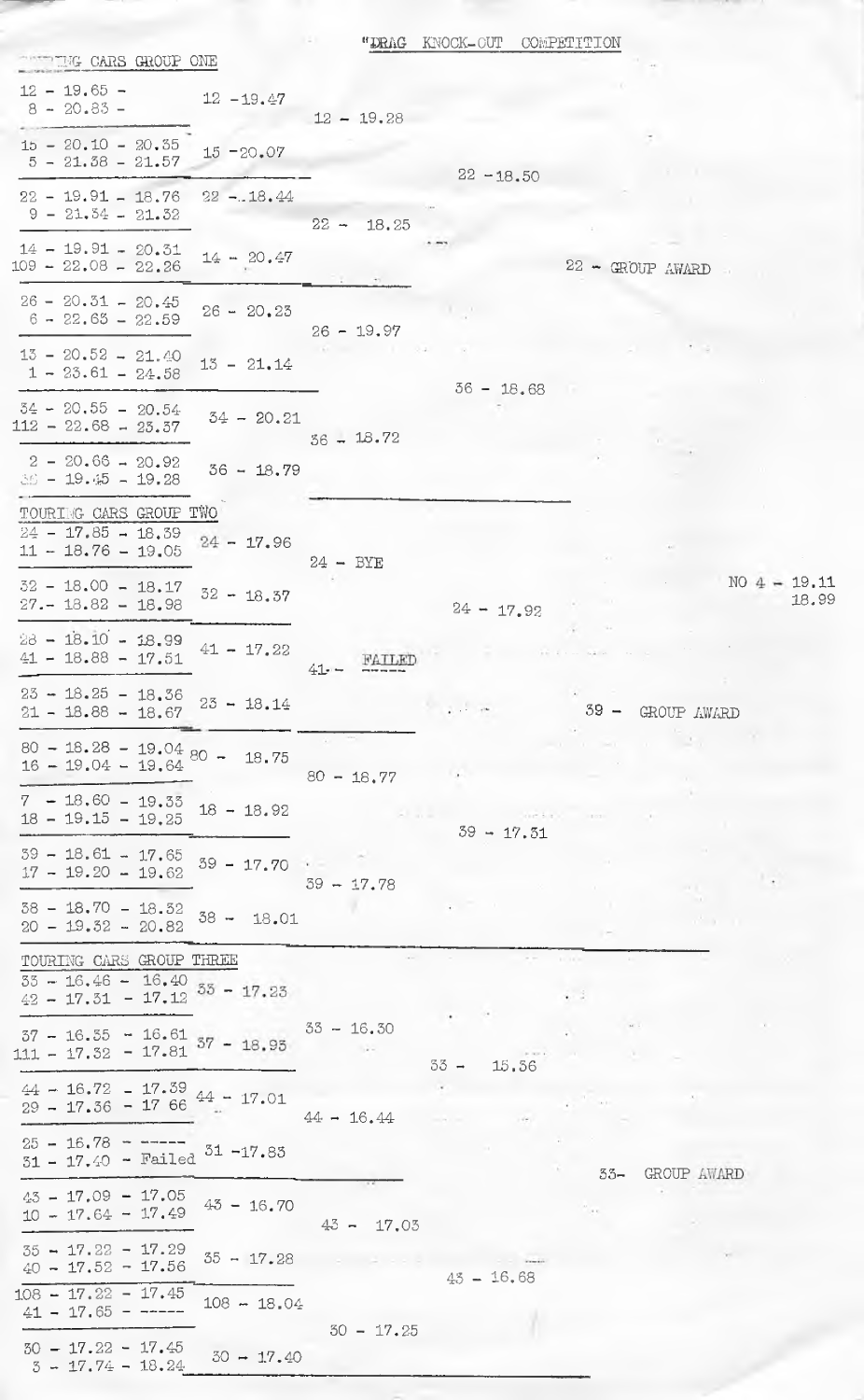"DRAG KNOCK-OUT COMPETITION

TOURING CARS GROUP ONE

12 - 19.65 -
8 - 20.83 -

12 -19.47

12 - 19.28

15 - 20.10 - 20.35
5 - 21.38 - 21.57

15 -20.07

22 -18.50

22 - 19.91 - 18.76
9 - 21.34 - 21.32

22 - 18.44

22 - 18.25

14 - 19.91 - 20.31
109 - 22.08 - 22.26

14 - 20.47

22 - GROUP AWARD

26 - 20.31 - 20.45
6 - 22.63 - 22.59

26 - 20.23

26 - 19.97

13 - 20.52 - 21.40
1 - 23.61 - 24.58

13 - 21.14

36 - 18.68

34 - 20.55 - 20.54
112 - 22.68 - 23.37

34 - 20.21

36 - 18.72

2 - 20.66 - 20.92
36 - 19.45 - 19.28

36 - 18.79

TOURING CARS GROUP TWO

24 - 17.85 - 18.39
11 - 18.76 - 19.05

24 - 17.96

24 - BYE

NO 4 - 19.11
18.99

32 - 18.00 - 18.17
27.- 18.82 - 18.98

32 - 18.37

24 - 17.92

28 - 18.10 - 18.99
41 - 18.88 - 17.51

41 - 17.22

41 - FAILED

23 - 18.25 - 18.36
21 - 18.88 - 18.67

23 - 18.14

39 - GROUP AWARD

80 - 18.28 - 19.04
16 - 19.04 - 19.64

80 - 18.75

80 - 18.77

7 - 18.60 - 19.33
18 - 19.15 - 19.25

18 - 18.92

39 - 17.31

39 - 18.61 - 17.65
17 - 19.20 - 19.62

39 - 17.70

39 - 17.78

38 - 18.70 - 18.32
20 - 19.32 - 20.82

38 - 18.01

TOURING CARS GROUP THREE

33 - 16.46 - 16.40
42 - 17.31 - 17.12

33 - 17.23

37 - 16.35 - 16.61
111 - 17.32 - 17.81

37 - 18.93

33 - 16.30

33 - 15.56

44 - 16.72 - 17.39
29 - 17.36 - 17 66

44 - 17.01

44 - 16.44

25 - 16.78 - -----
31 - 17.40 - Failed

31 -17.83

33- GROUP AWARD

43 - 17.09 - 17.05
10 - 17.64 - 17.49

43 - 16.70

43 - 17.03

35 - 17.22 - 17.29
40 - 17.52 - 17.56

35 - 17.28

43 - 16.68

108 - 17.22 - 17.45
41 - 17.65 - -----

108 - 18.04

30 - 17.25

30 - 17.22 - 17.45
3 - 17.74 - 18.24

30 - 17.40